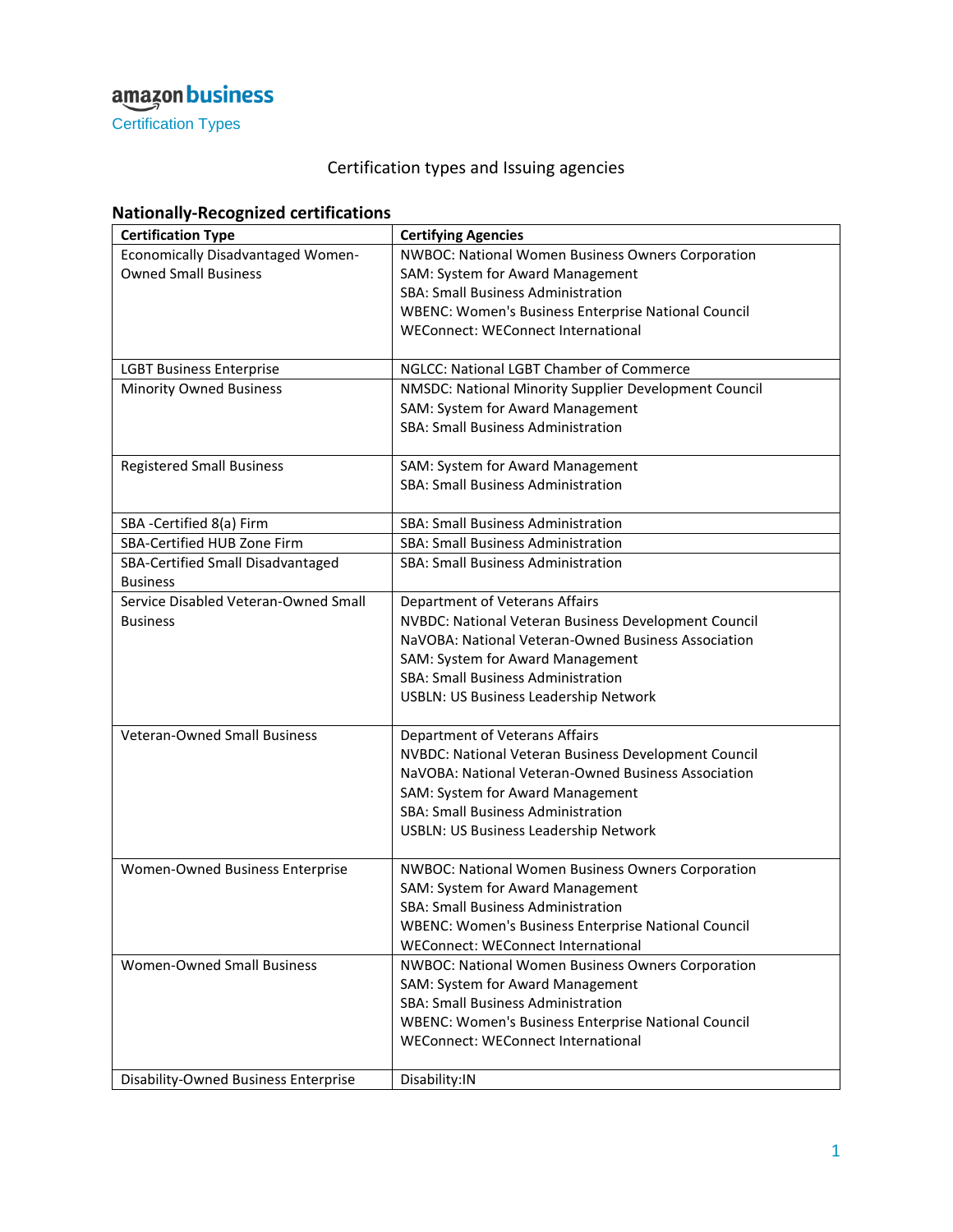amazon business

Certification Types

Certification types and Issuing agencies

## Nationally-Recognized certifications

| Certification Type | Certifying Agencies |
|---|---|
| Economically Disadvantaged Women-Owned Small Business | NWBOC: National Women Business Owners Corporation<br>SAM: System for Award Management<br>SBA: Small Business Administration<br>WBENC: Women's Business Enterprise National Council<br>WEConnect: WEConnect International |
| LGBT Business Enterprise | NGLCC: National LGBT Chamber of Commerce |
| Minority Owned Business | NMSDC: National Minority Supplier Development Council<br>SAM: System for Award Management<br>SBA: Small Business Administration |
| Registered Small Business | SAM: System for Award Management<br>SBA: Small Business Administration |
| SBA -Certified 8(a) Firm | SBA: Small Business Administration |
| SBA-Certified HUB Zone Firm | SBA: Small Business Administration |
| SBA-Certified Small Disadvantaged Business | SBA: Small Business Administration |
| Service Disabled Veteran-Owned Small Business | Department of Veterans Affairs<br>NVBDC: National Veteran Business Development Council<br>NaVOBA: National Veteran-Owned Business Association<br>SAM: System for Award Management<br>SBA: Small Business Administration<br>USBLN: US Business Leadership Network |
| Veteran-Owned Small Business | Department of Veterans Affairs<br>NVBDC: National Veteran Business Development Council<br>NaVOBA: National Veteran-Owned Business Association<br>SAM: System for Award Management<br>SBA: Small Business Administration<br>USBLN: US Business Leadership Network |
| Women-Owned Business Enterprise | NWBOC: National Women Business Owners Corporation<br>SAM: System for Award Management<br>SBA: Small Business Administration<br>WBENC: Women's Business Enterprise National Council<br>WEConnect: WEConnect International |
| Women-Owned Small Business | NWBOC: National Women Business Owners Corporation<br>SAM: System for Award Management<br>SBA: Small Business Administration<br>WBENC: Women's Business Enterprise National Council<br>WEConnect: WEConnect International |
| Disability-Owned Business Enterprise | Disability:IN |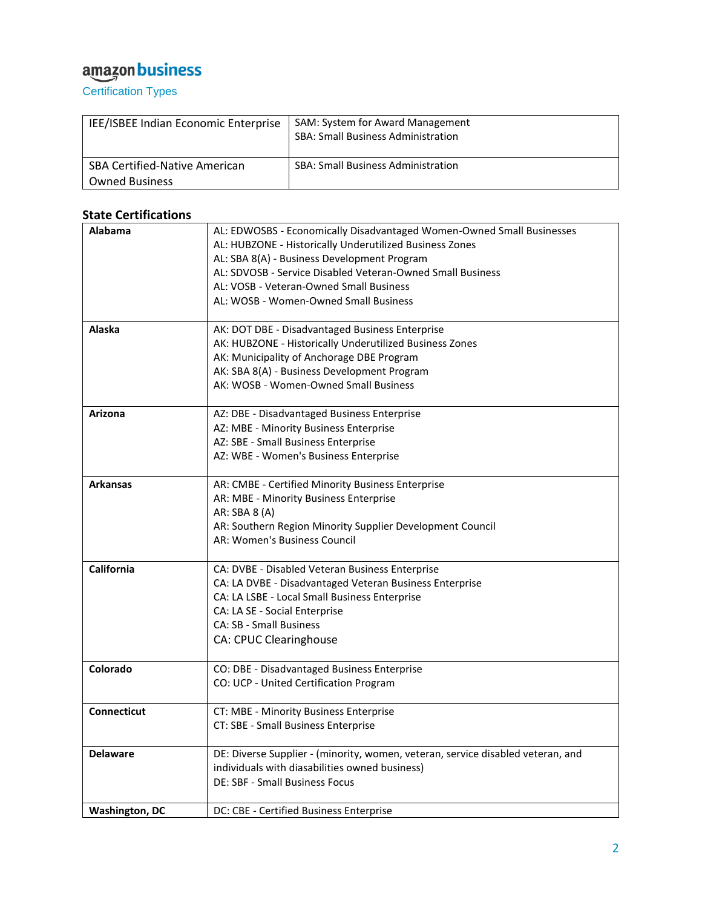amazon business

Certification Types

| IEE/ISBEE Indian Economic Enterprise | SAM: System for Award Management<br>SBA: Small Business Administration |
|---|---|
| SBA Certified-Native American Owned Business | SBA: Small Business Administration |

## State Certifications

| Alabama | AL: EDWOSBS - Economically Disadvantaged Women-Owned Small Businesses<br>AL: HUBZONE - Historically Underutilized Business Zones<br>AL: SBA 8(A) - Business Development Program<br>AL: SDVOSB - Service Disabled Veteran-Owned Small Business<br>AL: VOSB - Veteran-Owned Small Business<br>AL: WOSB - Women-Owned Small Business |
|---|---|
| **Alaska** | AK: DOT DBE - Disadvantaged Business Enterprise<br>AK: HUBZONE - Historically Underutilized Business Zones<br>AK: Municipality of Anchorage DBE Program<br>AK: SBA 8(A) - Business Development Program<br>AK: WOSB - Women-Owned Small Business |
| **Arizona** | AZ: DBE - Disadvantaged Business Enterprise<br>AZ: MBE - Minority Business Enterprise<br>AZ: SBE - Small Business Enterprise<br>AZ: WBE - Women's Business Enterprise |
| **Arkansas** | AR: CMBE - Certified Minority Business Enterprise<br>AR: MBE - Minority Business Enterprise<br>AR: SBA 8 (A)<br>AR: Southern Region Minority Supplier Development Council<br>AR: Women's Business Council |
| **California** | CA: DVBE - Disabled Veteran Business Enterprise<br>CA: LA DVBE - Disadvantaged Veteran Business Enterprise<br>CA: LA LSBE - Local Small Business Enterprise<br>CA: LA SE - Social Enterprise<br>CA: SB - Small Business<br>CA: CPUC Clearinghouse |
| **Colorado** | CO: DBE - Disadvantaged Business Enterprise<br>CO: UCP - United Certification Program |
| **Connecticut** | CT: MBE - Minority Business Enterprise<br>CT: SBE - Small Business Enterprise |
| **Delaware** | DE: Diverse Supplier - (minority, women, veteran, service disabled veteran, and individuals with diasabilities owned business)<br>DE: SBF - Small Business Focus |
| **Washington, DC** | DC: CBE - Certified Business Enterprise |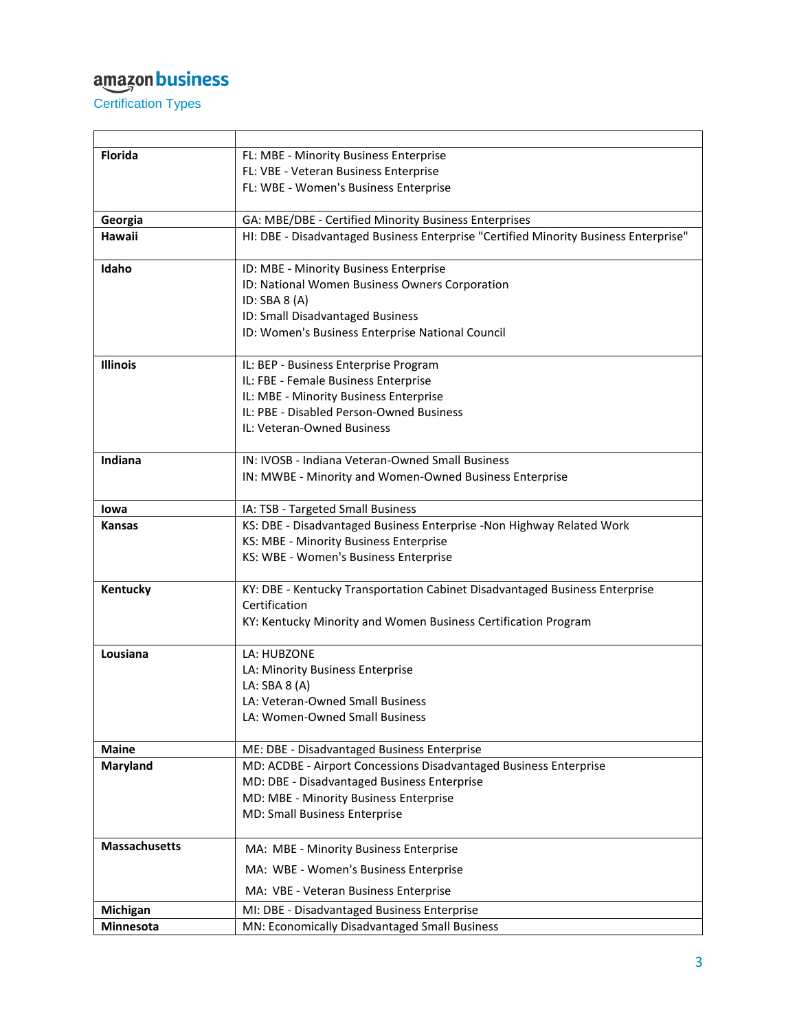amazon business

Certification Types

| | |
|---|---|
| **Florida** | FL: MBE - Minority Business Enterprise<br>FL: VBE - Veteran Business Enterprise<br>FL: WBE - Women's Business Enterprise |
| **Georgia** | GA: MBE/DBE - Certified Minority Business Enterprises |
| **Hawaii** | HI: DBE - Disadvantaged Business Enterprise "Certified Minority Business Enterprise" |
| **Idaho** | ID: MBE - Minority Business Enterprise<br>ID: National Women Business Owners Corporation<br>ID: SBA 8 (A)<br>ID: Small Disadvantaged Business<br>ID: Women's Business Enterprise National Council |
| **Illinois** | IL: BEP - Business Enterprise Program<br>IL: FBE - Female Business Enterprise<br>IL: MBE - Minority Business Enterprise<br>IL: PBE - Disabled Person-Owned Business<br>IL: Veteran-Owned Business |
| **Indiana** | IN: IVOSB - Indiana Veteran-Owned Small Business<br>IN: MWBE - Minority and Women-Owned Business Enterprise |
| **Iowa** | IA: TSB - Targeted Small Business |
| **Kansas** | KS: DBE - Disadvantaged Business Enterprise -Non Highway Related Work<br>KS: MBE - Minority Business Enterprise<br>KS: WBE - Women's Business Enterprise |
| **Kentucky** | KY: DBE - Kentucky Transportation Cabinet Disadvantaged Business Enterprise Certification<br>KY: Kentucky Minority and Women Business Certification Program |
| **Lousiana** | LA: HUBZONE<br>LA: Minority Business Enterprise<br>LA: SBA 8 (A)<br>LA: Veteran-Owned Small Business<br>LA: Women-Owned Small Business |
| **Maine** | ME: DBE - Disadvantaged Business Enterprise |
| **Maryland** | MD: ACDBE - Airport Concessions Disadvantaged Business Enterprise<br>MD: DBE - Disadvantaged Business Enterprise<br>MD: MBE - Minority Business Enterprise<br>MD: Small Business Enterprise |
| **Massachusetts** | MA: MBE - Minority Business Enterprise<br>MA: WBE - Women's Business Enterprise<br>MA: VBE - Veteran Business Enterprise |
| **Michigan** | MI: DBE - Disadvantaged Business Enterprise |
| **Minnesota** | MN: Economically Disadvantaged Small Business |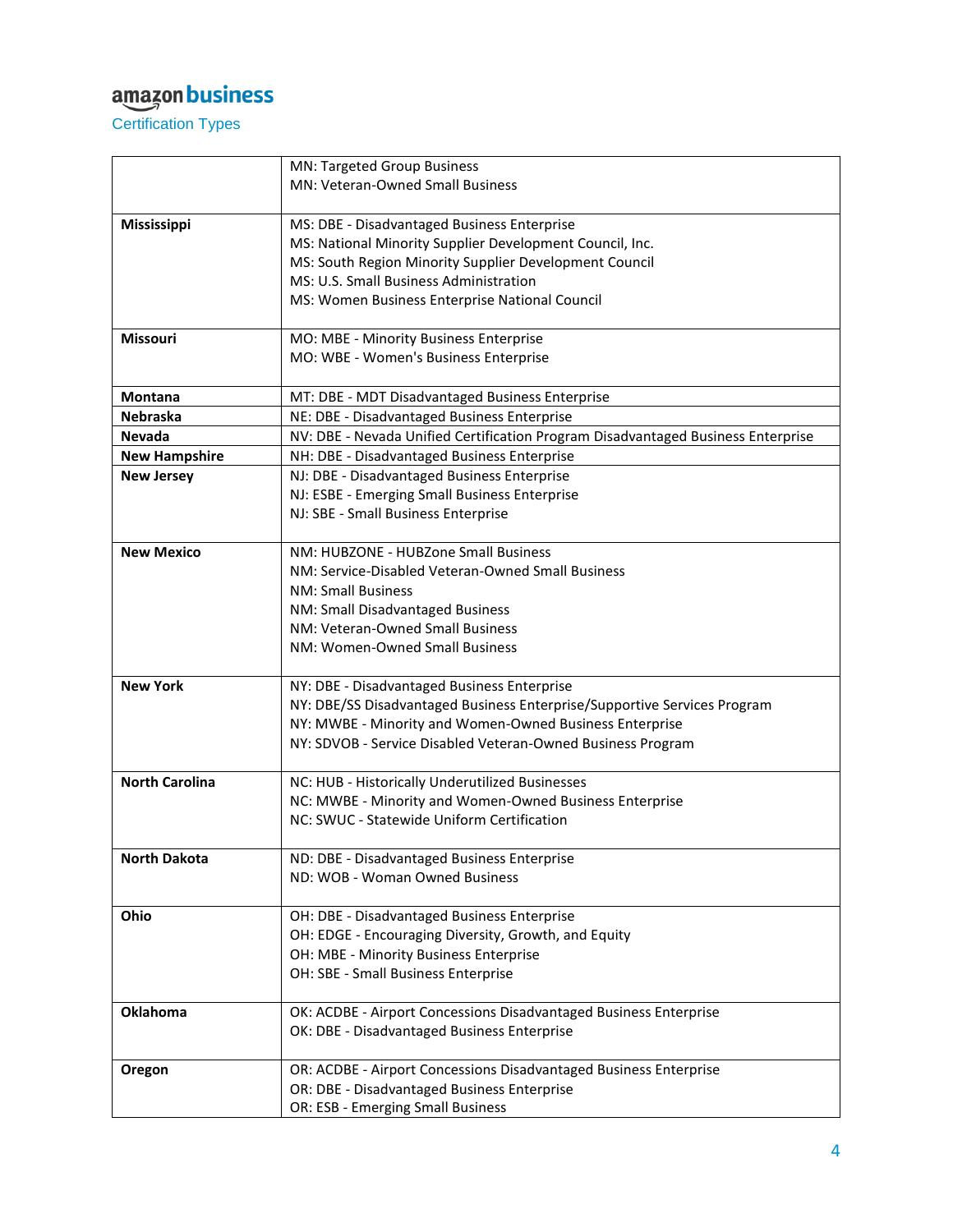**amazon business**

Certification Types

| | |
|---|---|
| | MN: Targeted Group Business<br>MN: Veteran-Owned Small Business |
| **Mississippi** | MS: DBE - Disadvantaged Business Enterprise<br>MS: National Minority Supplier Development Council, Inc.<br>MS: South Region Minority Supplier Development Council<br>MS: U.S. Small Business Administration<br>MS: Women Business Enterprise National Council |
| **Missouri** | MO: MBE - Minority Business Enterprise<br>MO: WBE - Women's Business Enterprise |
| **Montana** | MT: DBE - MDT Disadvantaged Business Enterprise |
| **Nebraska** | NE: DBE - Disadvantaged Business Enterprise |
| **Nevada** | NV: DBE - Nevada Unified Certification Program Disadvantaged Business Enterprise |
| **New Hampshire** | NH: DBE - Disadvantaged Business Enterprise |
| **New Jersey** | NJ: DBE - Disadvantaged Business Enterprise<br>NJ: ESBE - Emerging Small Business Enterprise<br>NJ: SBE - Small Business Enterprise |
| **New Mexico** | NM: HUBZONE - HUBZone Small Business<br>NM: Service-Disabled Veteran-Owned Small Business<br>NM: Small Business<br>NM: Small Disadvantaged Business<br>NM: Veteran-Owned Small Business<br>NM: Women-Owned Small Business |
| **New York** | NY: DBE - Disadvantaged Business Enterprise<br>NY: DBE/SS Disadvantaged Business Enterprise/Supportive Services Program<br>NY: MWBE - Minority and Women-Owned Business Enterprise<br>NY: SDVOB - Service Disabled Veteran-Owned Business Program |
| **North Carolina** | NC: HUB - Historically Underutilized Businesses<br>NC: MWBE - Minority and Women-Owned Business Enterprise<br>NC: SWUC - Statewide Uniform Certification |
| **North Dakota** | ND: DBE - Disadvantaged Business Enterprise<br>ND: WOB - Woman Owned Business |
| **Ohio** | OH: DBE - Disadvantaged Business Enterprise<br>OH: EDGE - Encouraging Diversity, Growth, and Equity<br>OH: MBE - Minority Business Enterprise<br>OH: SBE - Small Business Enterprise |
| **Oklahoma** | OK: ACDBE - Airport Concessions Disadvantaged Business Enterprise<br>OK: DBE - Disadvantaged Business Enterprise |
| **Oregon** | OR: ACDBE - Airport Concessions Disadvantaged Business Enterprise<br>OR: DBE - Disadvantaged Business Enterprise<br>OR: ESB - Emerging Small Business |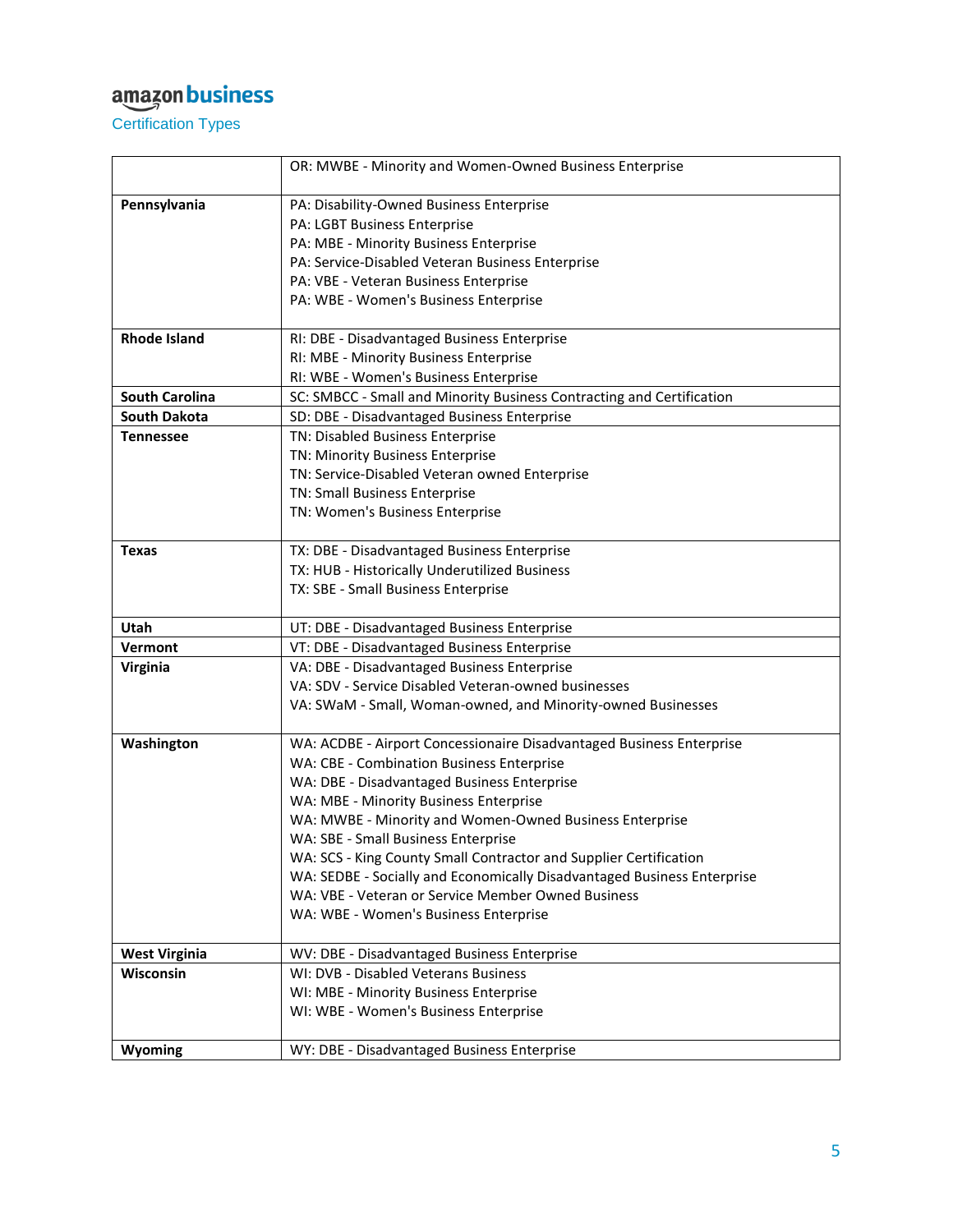amazon business

Certification Types

| | |
|---|---|
| | OR: MWBE - Minority and Women-Owned Business Enterprise |
| **Pennsylvania** | PA: Disability-Owned Business Enterprise<br>PA: LGBT Business Enterprise<br>PA: MBE - Minority Business Enterprise<br>PA: Service-Disabled Veteran Business Enterprise<br>PA: VBE - Veteran Business Enterprise<br>PA: WBE - Women's Business Enterprise |
| **Rhode Island** | RI: DBE - Disadvantaged Business Enterprise<br>RI: MBE - Minority Business Enterprise<br>RI: WBE - Women's Business Enterprise |
| **South Carolina** | SC: SMBCC - Small and Minority Business Contracting and Certification |
| **South Dakota** | SD: DBE - Disadvantaged Business Enterprise |
| **Tennessee** | TN: Disabled Business Enterprise<br>TN: Minority Business Enterprise<br>TN: Service-Disabled Veteran owned Enterprise<br>TN: Small Business Enterprise<br>TN: Women's Business Enterprise |
| **Texas** | TX: DBE - Disadvantaged Business Enterprise<br>TX: HUB - Historically Underutilized Business<br>TX: SBE - Small Business Enterprise |
| **Utah** | UT: DBE - Disadvantaged Business Enterprise |
| **Vermont** | VT: DBE - Disadvantaged Business Enterprise |
| **Virginia** | VA: DBE - Disadvantaged Business Enterprise<br>VA: SDV - Service Disabled Veteran-owned businesses<br>VA: SWaM - Small, Woman-owned, and Minority-owned Businesses |
| **Washington** | WA: ACDBE - Airport Concessionaire Disadvantaged Business Enterprise<br>WA: CBE - Combination Business Enterprise<br>WA: DBE - Disadvantaged Business Enterprise<br>WA: MBE - Minority Business Enterprise<br>WA: MWBE - Minority and Women-Owned Business Enterprise<br>WA: SBE - Small Business Enterprise<br>WA: SCS - King County Small Contractor and Supplier Certification<br>WA: SEDBE - Socially and Economically Disadvantaged Business Enterprise<br>WA: VBE - Veteran or Service Member Owned Business<br>WA: WBE - Women's Business Enterprise |
| **West Virginia** | WV: DBE - Disadvantaged Business Enterprise |
| **Wisconsin** | WI: DVB - Disabled Veterans Business<br>WI: MBE - Minority Business Enterprise<br>WI: WBE - Women's Business Enterprise |
| **Wyoming** | WY: DBE - Disadvantaged Business Enterprise |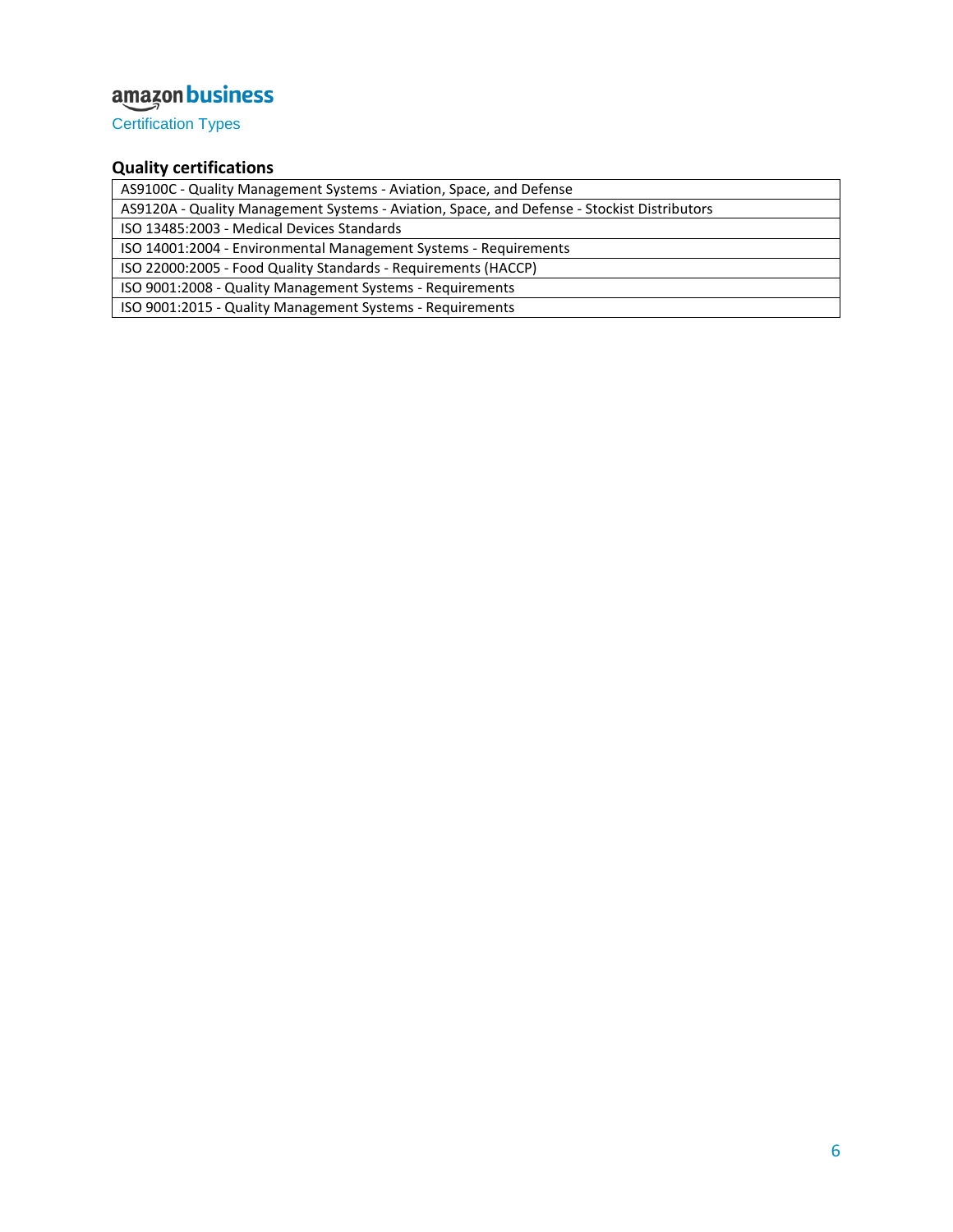amazon business

Certification Types

## Quality certifications

| |
|---|
| AS9100C - Quality Management Systems - Aviation, Space, and Defense |
| AS9120A - Quality Management Systems - Aviation, Space, and Defense - Stockist Distributors |
| ISO 13485:2003 - Medical Devices Standards |
| ISO 14001:2004 - Environmental Management Systems - Requirements |
| ISO 22000:2005 - Food Quality Standards - Requirements (HACCP) |
| ISO 9001:2008 - Quality Management Systems - Requirements |
| ISO 9001:2015 - Quality Management Systems - Requirements |